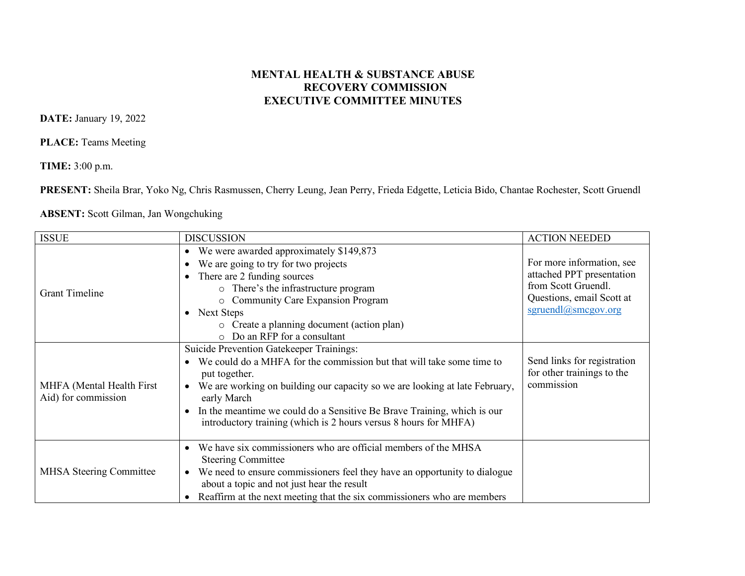# MENTAL HEALTH & SUBSTANCE ABUSE RECOVERY COMMISSION EXECUTIVE COMMITTEE MINUTES

**DATE:** January 19, 2022

**PLACE:** Teams Meeting

**TIME:** 3:00 p.m.

**PRESENT:** Sheila Brar, Yoko Ng, Chris Rasmussen, Cherry Leung, Jean Perry, Frieda Edgette, Leticia Bido, Chantae Rochester, Scott Gruendl

**ABSENT:** Scott Gilman, Jan Wongchuking

| ISSUE | DISCUSSION | ACTION NEEDED |
|---|---|---|
| Grant Timeline | • We were awarded approximately $149,873<br>• We are going to try for two projects<br>• There are 2 funding sources<br>  ○ There's the infrastructure program<br>  ○ Community Care Expansion Program<br>• Next Steps<br>  ○ Create a planning document (action plan)<br>  ○ Do an RFP for a consultant | For more information, see attached PPT presentation from Scott Gruendl. Questions, email Scott at sgruendl@smcgov.org |
| MHFA (Mental Health First Aid) for commission | Suicide Prevention Gatekeeper Trainings:<br>• We could do a MHFA for the commission but that will take some time to put together.<br>• We are working on building our capacity so we are looking at late February, early March<br>• In the meantime we could do a Sensitive Be Brave Training, which is our introductory training (which is 2 hours versus 8 hours for MHFA) | Send links for registration for other trainings to the commission |
| MHSA Steering Committee | • We have six commissioners who are official members of the MHSA Steering Committee<br>• We need to ensure commissioners feel they have an opportunity to dialogue about a topic and not just hear the result<br>• Reaffirm at the next meeting that the six commissioners who are members | |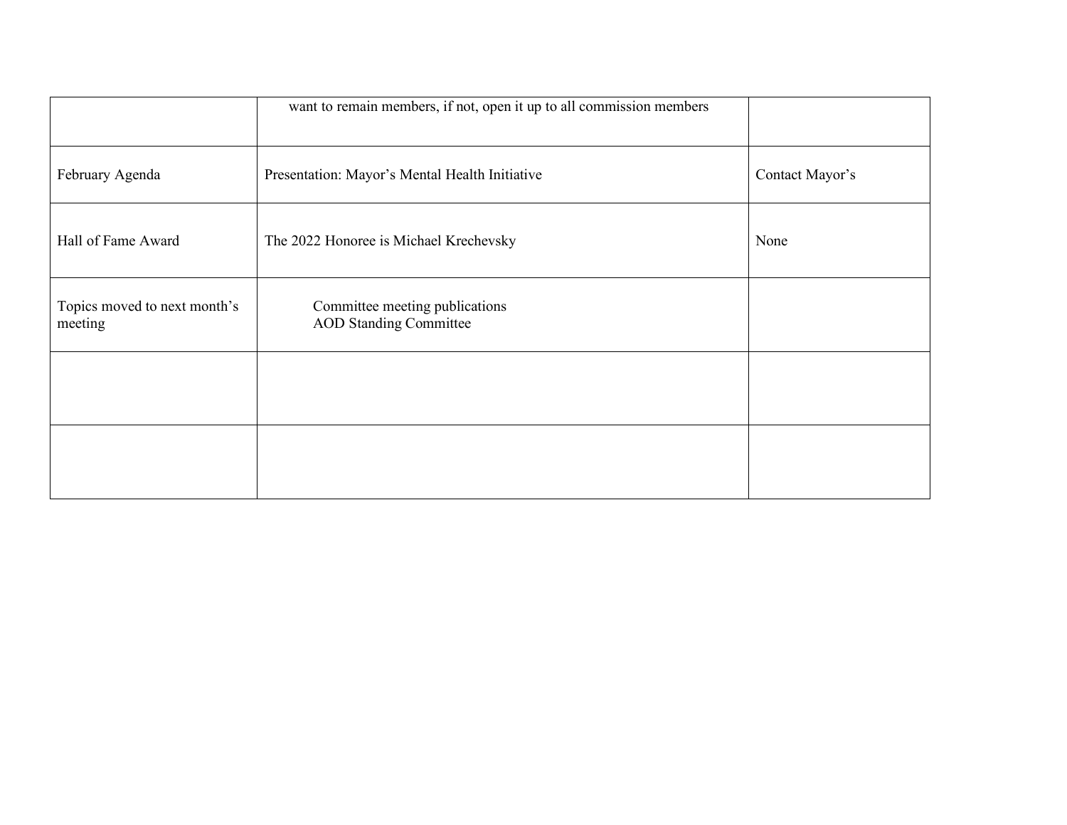| | | |
|---|---|---|
| | want to remain members, if not, open it up to all commission members | |
| February Agenda | Presentation: Mayor's Mental Health Initiative | Contact Mayor's |
| Hall of Fame Award | The 2022 Honoree is Michael Krechevsky | None |
| Topics moved to next month's meeting | Committee meeting publications<br>AOD Standing Committee | |
| | | |
| | | |